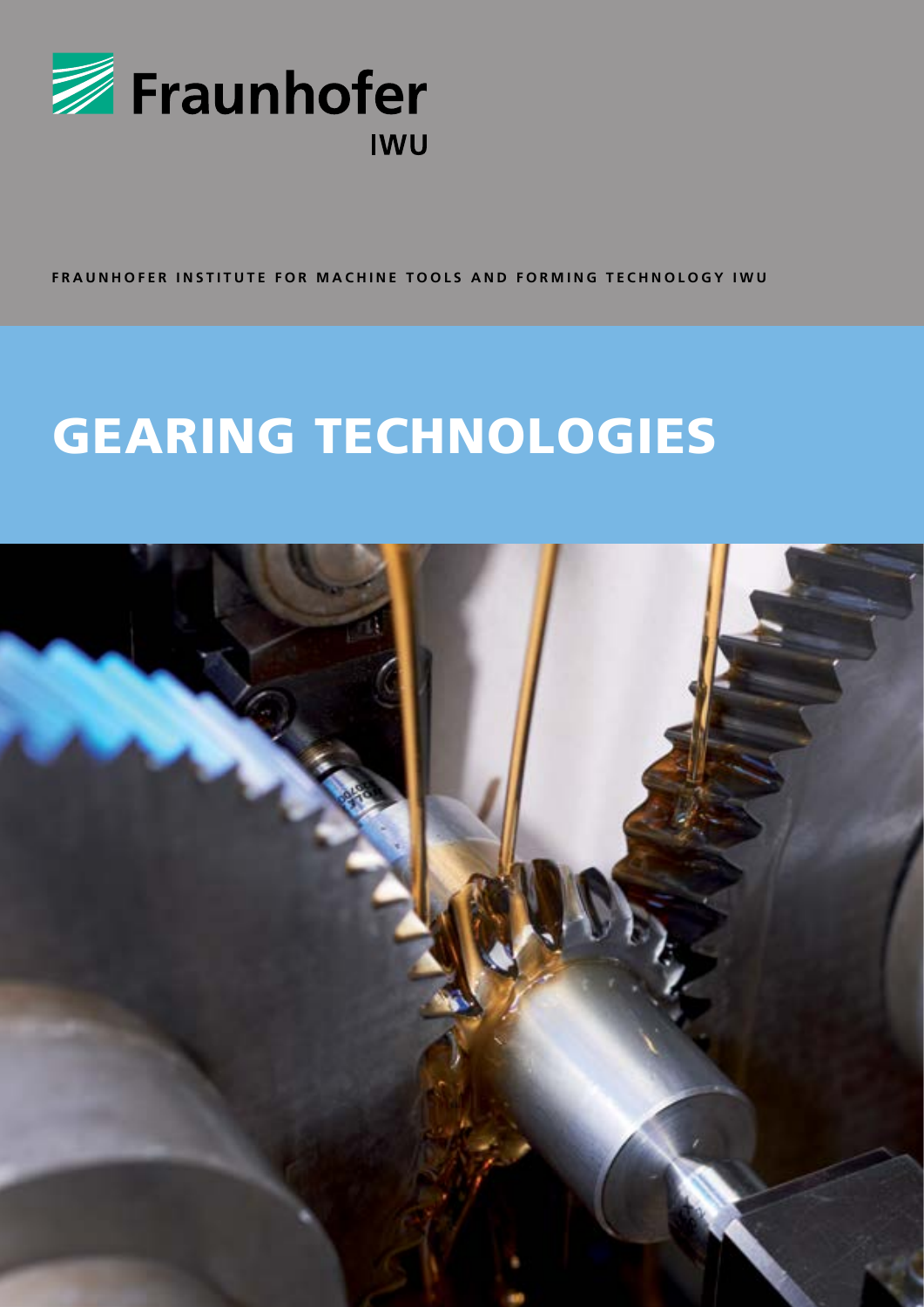Fraunhofer

IWU

FRAUNHOFER INSTITUTE FOR MACHINE TOOLS AND FORMING TECHNOLOGY IWU

# GEARING TECHNOLOGIES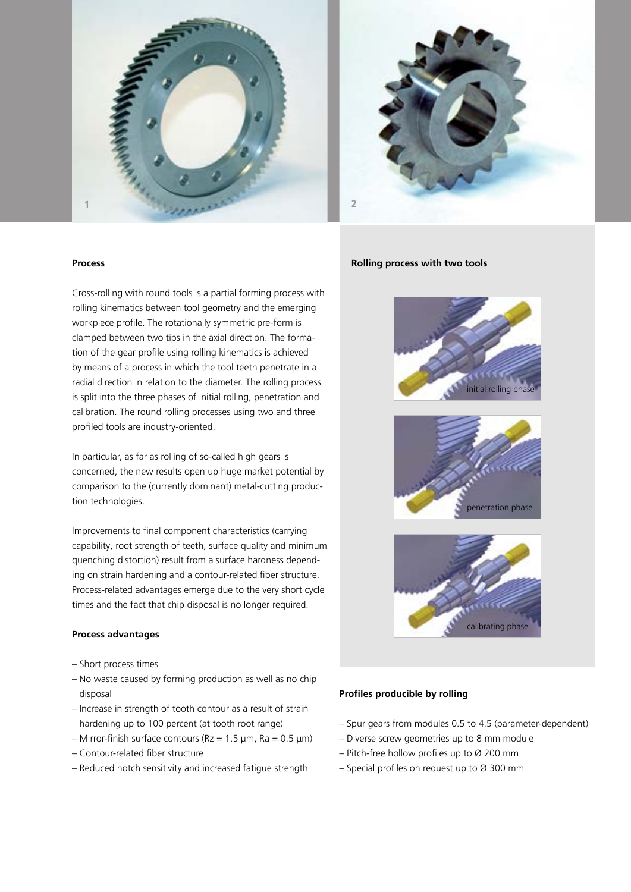## Process

Cross-rolling with round tools is a partial forming process with rolling kinematics between tool geometry and the emerging workpiece profile. The rotationally symmetric pre-form is clamped between two tips in the axial direction. The formation of the gear profile using rolling kinematics is achieved by means of a process in which the tool teeth penetrate in a radial direction in relation to the diameter. The rolling process is split into the three phases of initial rolling, penetration and calibration. The round rolling processes using two and three profiled tools are industry-oriented.

In particular, as far as rolling of so-called high gears is concerned, the new results open up huge market potential by comparison to the (currently dominant) metal-cutting production technologies.

Improvements to final component characteristics (carrying capability, root strength of teeth, surface quality and minimum quenching distortion) result from a surface hardness depending on strain hardening and a contour-related fiber structure. Process-related advantages emerge due to the very short cycle times and the fact that chip disposal is no longer required.

## Process advantages

- Short process times
- No waste caused by forming production as well as no chip disposal
- Increase in strength of tooth contour as a result of strain hardening up to 100 percent (at tooth root range)
- Mirror-finish surface contours (Rz = 1.5 µm, Ra = 0.5 µm)
- Contour-related fiber structure
- Reduced notch sensitivity and increased fatigue strength

## Rolling process with two tools

initial rolling phase

penetration phase

calibrating phase

## Profiles producible by rolling

- Spur gears from modules 0.5 to 4.5 (parameter-dependent)
- Diverse screw geometries up to 8 mm module
- Pitch-free hollow profiles up to Ø 200 mm
- Special profiles on request up to Ø 300 mm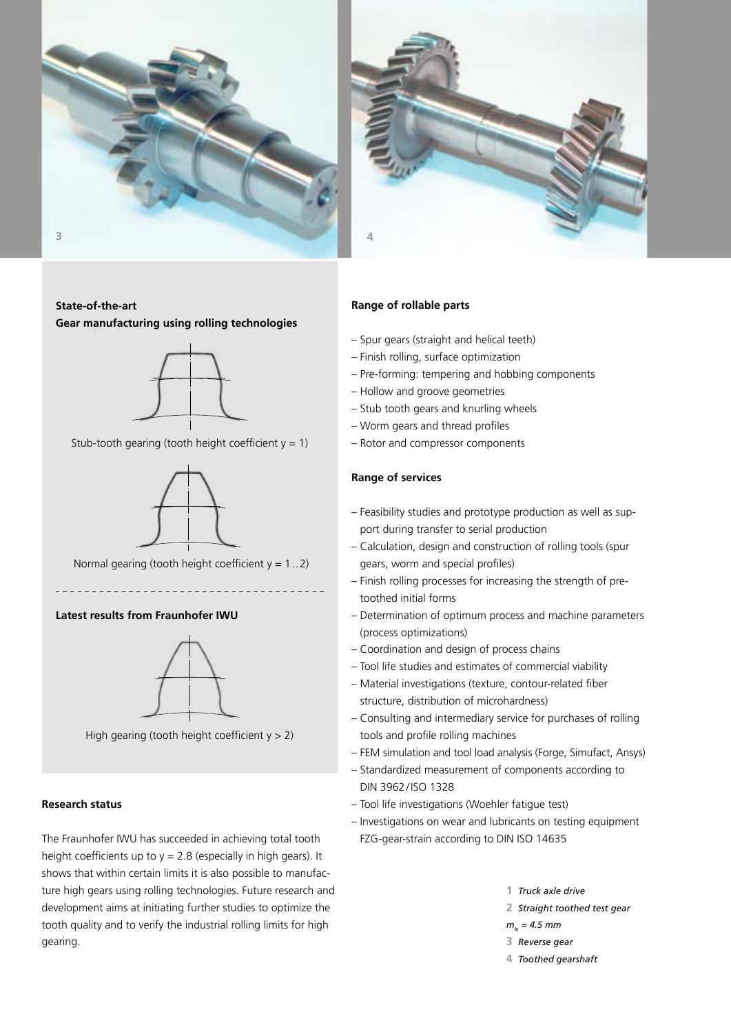**State-of-the-art**
**Gear manufacturing using rolling technologies**

Stub-tooth gearing (tooth height coefficient y = 1)

Normal gearing (tooth height coefficient y = 1 .. 2)

**Latest results from Fraunhofer IWU**

High gearing (tooth height coefficient y > 2)

**Research status**

The Fraunhofer IWU has succeeded in achieving total tooth height coefficients up to y = 2.8 (especially in high gears). It shows that within certain limits it is also possible to manufacture high gears using rolling technologies. Future research and development aims at initiating further studies to optimize the tooth quality and to verify the industrial rolling limits for high gearing.

**Range of rollable parts**

- Spur gears (straight and helical teeth)
- Finish rolling, surface optimization
- Pre-forming: tempering and hobbing components
- Hollow and groove geometries
- Stub tooth gears and knurling wheels
- Worm gears and thread profiles
- Rotor and compressor components

**Range of services**

- Feasibility studies and prototype production as well as support during transfer to serial production
- Calculation, design and construction of rolling tools (spur gears, worm and special profiles)
- Finish rolling processes for increasing the strength of pre-toothed initial forms
- Determination of optimum process and machine parameters (process optimizations)
- Coordination and design of process chains
- Tool life studies and estimates of commercial viability
- Material investigations (texture, contour-related fiber structure, distribution of microhardness)
- Consulting and intermediary service for purchases of rolling tools and profile rolling machines
- FEM simulation and tool load analysis (Forge, Simufact, Ansys)
- Standardized measurement of components according to DIN 3962 / ISO 1328
- Tool life investigations (Woehler fatigue test)
- Investigations on wear and lubricants on testing equipment FZG-gear-strain according to DIN ISO 14635

**1** *Truck axle drive*
**2** *Straight toothed test gear $m_N = 4.5$ mm*
**3** *Reverse gear*
**4** *Toothed gearshaft*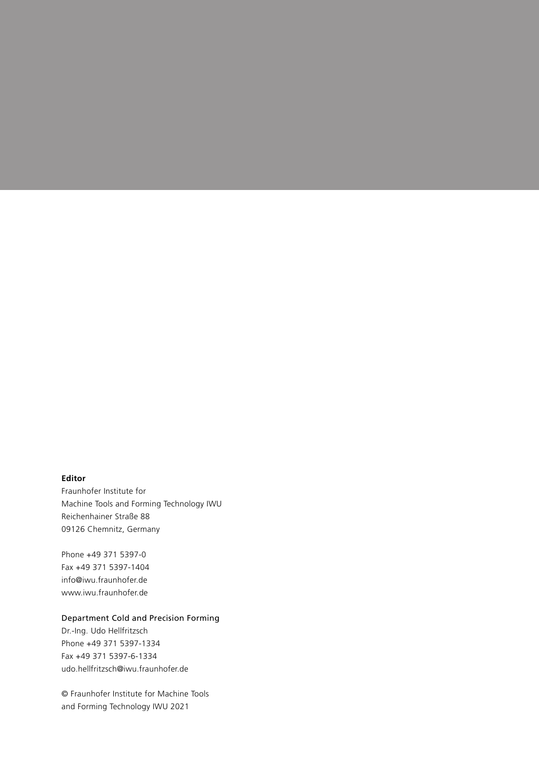**Editor**

Fraunhofer Institute for
Machine Tools and Forming Technology IWU
Reichenhainer Straße 88
09126 Chemnitz, Germany

Phone +49 371 5397-0
Fax +49 371 5397-1404
info@iwu.fraunhofer.de
www.iwu.fraunhofer.de

Department Cold and Precision Forming

Dr.-Ing. Udo Hellfritzsch
Phone +49 371 5397-1334
Fax +49 371 5397-6-1334
udo.hellfritzsch@iwu.fraunhofer.de

© Fraunhofer Institute for Machine Tools
and Forming Technology IWU 2021